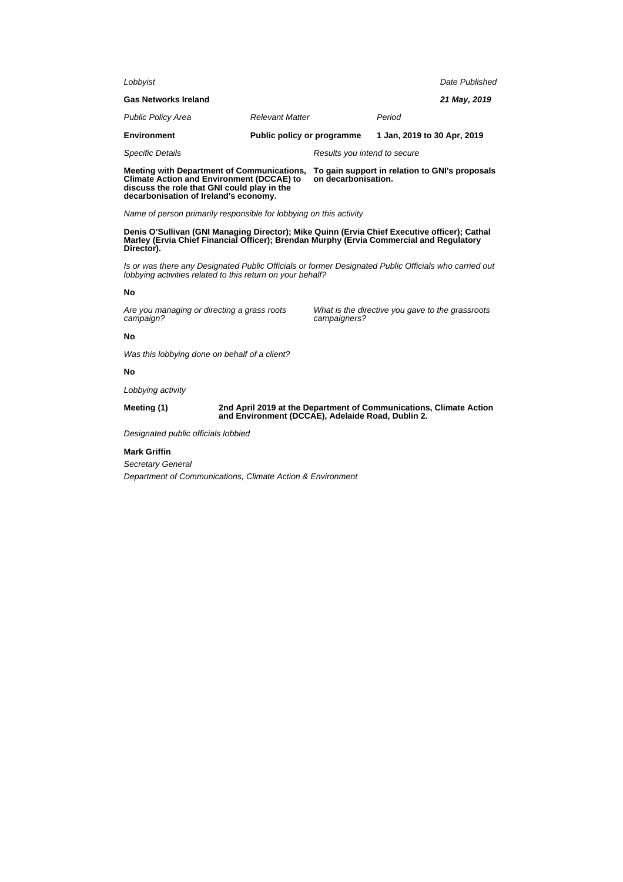*Lobbyist*

**Gas Networks Ireland**

*Date Published*

***21 May, 2019***

| *Public Policy Area* | *Relevant Matter* | *Period* |
|---|---|---|
| **Environment** | **Public policy or programme** | **1 Jan, 2019 to 30 Apr, 2019** |

| *Specific Details* | *Results you intend to secure* |
|---|---|
| **Meeting with Department of Communications, Climate Action and Environment (DCCAE) to discuss the role that GNI could play in the decarbonisation of Ireland's economy.** | **To gain support in relation to GNI's proposals on decarbonisation.** |

*Name of person primarily responsible for lobbying on this activity*

**Denis O'Sullivan (GNI Managing Director); Mike Quinn (Ervia Chief Executive officer); Cathal Marley (Ervia Chief Financial Officer); Brendan Murphy (Ervia Commercial and Regulatory Director).**

*Is or was there any Designated Public Officials or former Designated Public Officials who carried out lobbying activities related to this return on your behalf?*

**No**

*Are you managing or directing a grass roots campaign?*

**No**

*What is the directive you gave to the grassroots campaigners?*

*Was this lobbying done on behalf of a client?*

**No**

*Lobbying activity*

**Meeting (1)** **2nd April 2019 at the Department of Communications, Climate Action and Environment (DCCAE), Adelaide Road, Dublin 2.**

*Designated public officials lobbied*

**Mark Griffin**

*Secretary General*

*Department of Communications, Climate Action & Environment*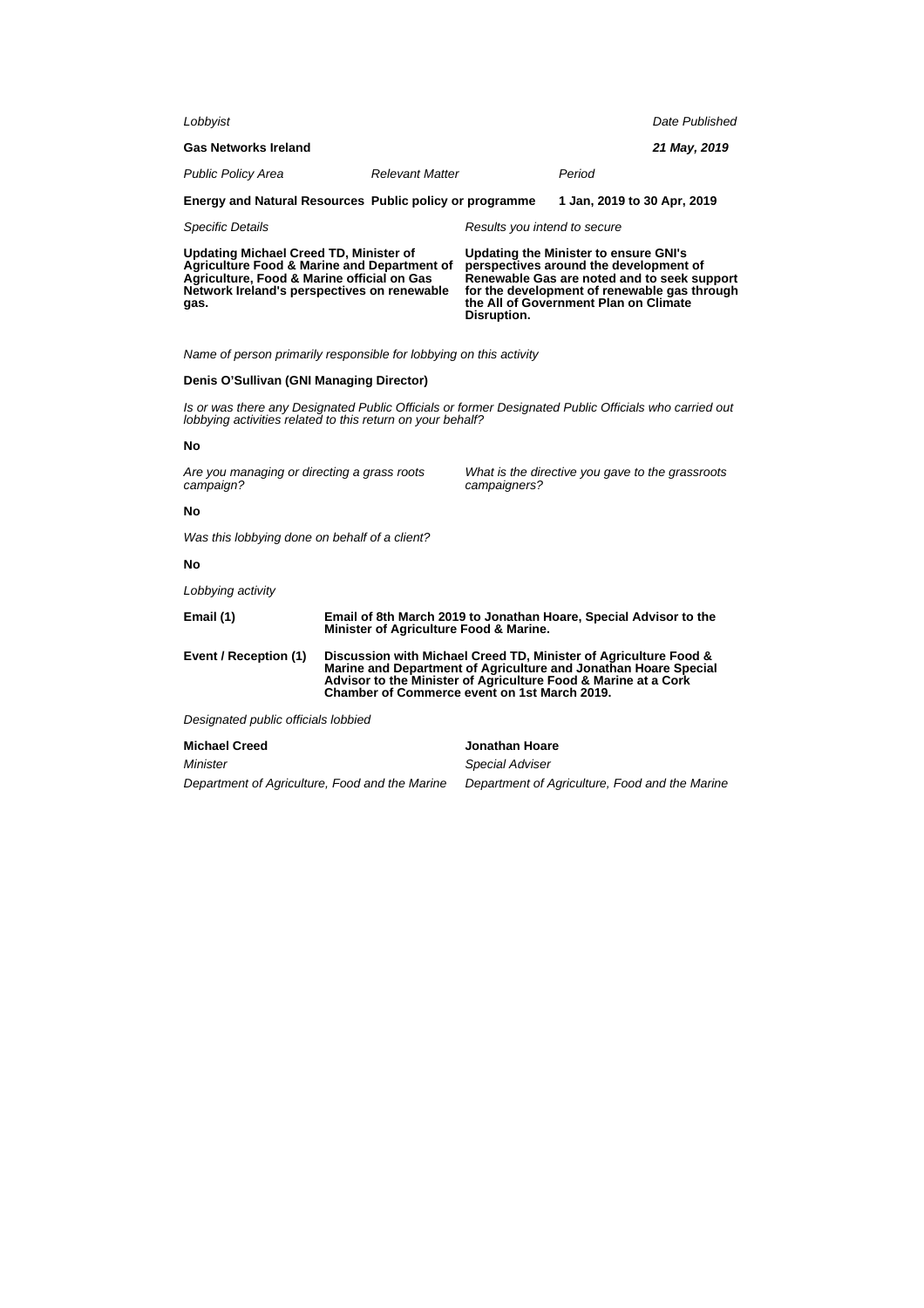*Lobbyist*

**Gas Networks Ireland**

*Date Published*

***21 May, 2019***

| *Public Policy Area* | *Relevant Matter* | *Period* |
|---|---|---|
| **Energy and Natural Resources** | **Public policy or programme** | **1 Jan, 2019 to 30 Apr, 2019** |

| *Specific Details* | *Results you intend to secure* |
|---|---|
| **Updating Michael Creed TD, Minister of Agriculture Food & Marine and Department of Agriculture, Food & Marine official on Gas Network Ireland's perspectives on renewable gas.** | **Updating the Minister to ensure GNI's perspectives around the development of Renewable Gas are noted and to seek support for the development of renewable gas through the All of Government Plan on Climate Disruption.** |

*Name of person primarily responsible for lobbying on this activity*

**Denis O'Sullivan (GNI Managing Director)**

*Is or was there any Designated Public Officials or former Designated Public Officials who carried out lobbying activities related to this return on your behalf?*

**No**

*Are you managing or directing a grass roots campaign?*

**No**

*What is the directive you gave to the grassroots campaigners?*

*Was this lobbying done on behalf of a client?*

**No**

*Lobbying activity*

| | |
|---|---|
| **Email (1)** | **Email of 8th March 2019 to Jonathan Hoare, Special Advisor to the Minister of Agriculture Food & Marine.** |
| **Event / Reception (1)** | **Discussion with Michael Creed TD, Minister of Agriculture Food & Marine and Department of Agriculture and Jonathan Hoare Special Advisor to the Minister of Agriculture Food & Marine at a Cork Chamber of Commerce event on 1st March 2019.** |

*Designated public officials lobbied*

| **Michael Creed** | **Jonathan Hoare** |
|---|---|
| *Minister* | *Special Adviser* |
| *Department of Agriculture, Food and the Marine* | *Department of Agriculture, Food and the Marine* |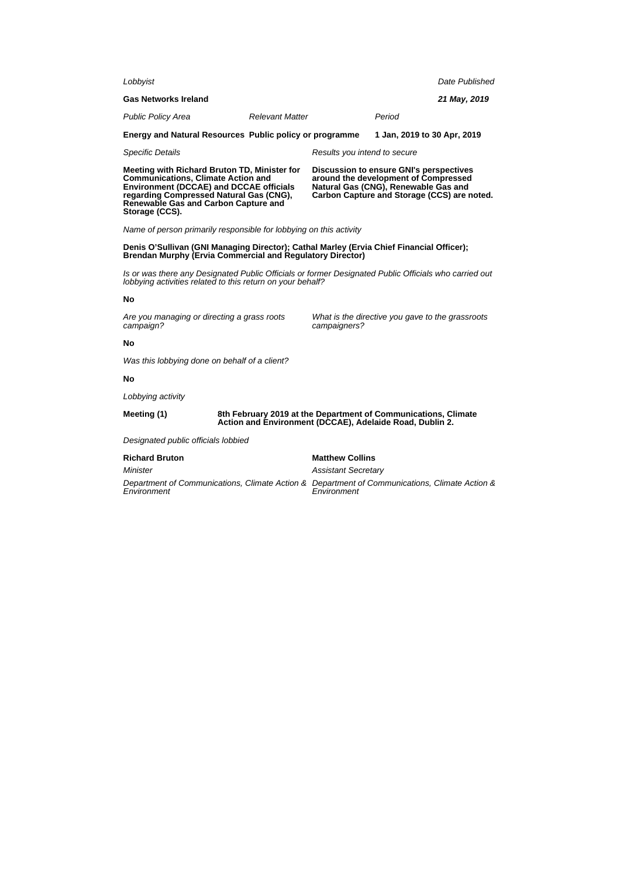*Lobbyist*

**Gas Networks Ireland**

*Date Published*

***21 May, 2019***

| *Public Policy Area* | *Relevant Matter* | *Period* |
|---|---|---|
| **Energy and Natural Resources** | **Public policy or programme** | **1 Jan, 2019 to 30 Apr, 2019** |

*Specific Details*

**Meeting with Richard Bruton TD, Minister for Communications, Climate Action and Environment (DCCAE) and DCCAE officials regarding Compressed Natural Gas (CNG), Renewable Gas and Carbon Capture and Storage (CCS).**

*Results you intend to secure*

**Discussion to ensure GNI's perspectives around the development of Compressed Natural Gas (CNG), Renewable Gas and Carbon Capture and Storage (CCS) are noted.**

*Name of person primarily responsible for lobbying on this activity*

**Denis O'Sullivan (GNI Managing Director); Cathal Marley (Ervia Chief Financial Officer); Brendan Murphy (Ervia Commercial and Regulatory Director)**

*Is or was there any Designated Public Officials or former Designated Public Officials who carried out lobbying activities related to this return on your behalf?*

**No**

*Are you managing or directing a grass roots campaign?*

**No**

*What is the directive you gave to the grassroots campaigners?*

*Was this lobbying done on behalf of a client?*

**No**

*Lobbying activity*

**Meeting (1)** **8th February 2019 at the Department of Communications, Climate Action and Environment (DCCAE), Adelaide Road, Dublin 2.**

*Designated public officials lobbied*

| | |
|---|---|
| **Richard Bruton** | **Matthew Collins** |
| *Minister* | *Assistant Secretary* |
| *Department of Communications, Climate Action & Environment* | *Department of Communications, Climate Action & Environment* |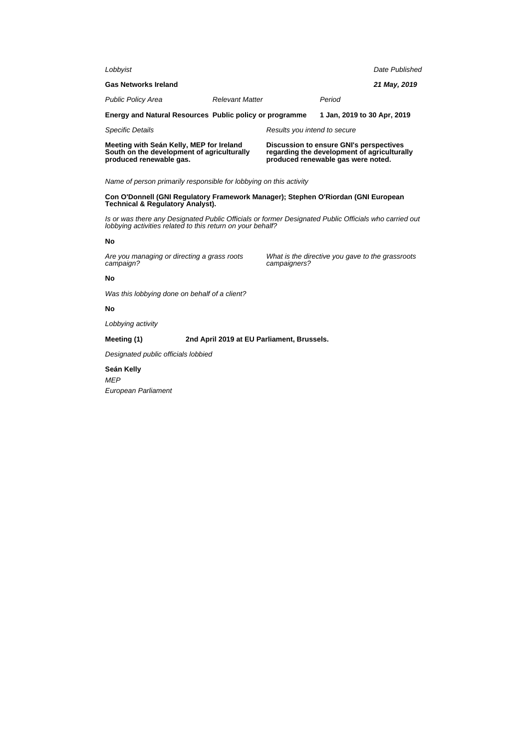*Lobbyist*

**Gas Networks Ireland**

*Date Published*

***21 May, 2019***

| *Public Policy Area* | *Relevant Matter* | *Period* |
|---|---|---|
| **Energy and Natural Resources** | **Public policy or programme** | **1 Jan, 2019 to 30 Apr, 2019** |

| *Specific Details* | *Results you intend to secure* |
|---|---|
| **Meeting with Seán Kelly, MEP for Ireland South on the development of agriculturally produced renewable gas.** | **Discussion to ensure GNI's perspectives regarding the development of agriculturally produced renewable gas were noted.** |

*Name of person primarily responsible for lobbying on this activity*

**Con O'Donnell (GNI Regulatory Framework Manager); Stephen O'Riordan (GNI European Technical & Regulatory Analyst).**

*Is or was there any Designated Public Officials or former Designated Public Officials who carried out lobbying activities related to this return on your behalf?*

**No**

*Are you managing or directing a grass roots campaign?*

**No**

*What is the directive you gave to the grassroots campaigners?*

*Was this lobbying done on behalf of a client?*

**No**

*Lobbying activity*

**Meeting (1)** **2nd April 2019 at EU Parliament, Brussels.**

*Designated public officials lobbied*

**Seán Kelly**

*MEP*

*European Parliament*